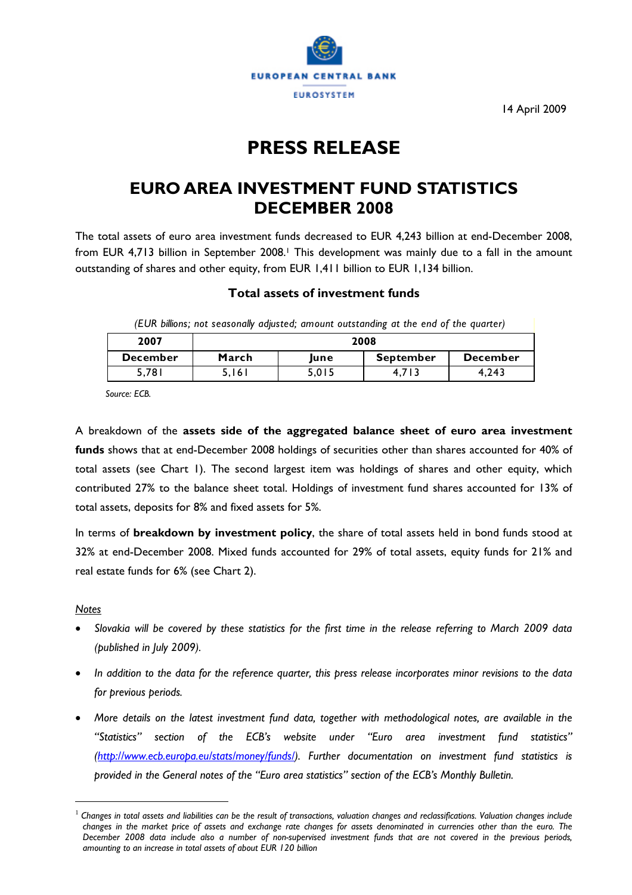EUROPEAN CENTRAL BANK

EUROSYSTEM

14 April 2009

# PRESS RELEASE

## EURO AREA INVESTMENT FUND STATISTICS DECEMBER 2008

The total assets of euro area investment funds decreased to EUR 4,243 billion at end-December 2008, from EUR 4,713 billion in September 2008.[1] This development was mainly due to a fall in the amount outstanding of shares and other equity, from EUR 1,411 billion to EUR 1,134 billion.

### Total assets of investment funds

*(EUR billions; not seasonally adjusted; amount outstanding at the end of the quarter)*

| 2007 | 2008 | | | |
|---|---|---|---|---|
| December | March | June | September | December |
| 5,781 | 5,161 | 5,015 | 4,713 | 4,243 |

*Source: ECB.*

A breakdown of the **assets side of the aggregated balance sheet of euro area investment funds** shows that at end-December 2008 holdings of securities other than shares accounted for 40% of total assets (see Chart 1). The second largest item was holdings of shares and other equity, which contributed 27% to the balance sheet total. Holdings of investment fund shares accounted for 13% of total assets, deposits for 8% and fixed assets for 5%.

In terms of **breakdown by investment policy**, the share of total assets held in bond funds stood at 32% at end-December 2008. Mixed funds accounted for 29% of total assets, equity funds for 21% and real estate funds for 6% (see Chart 2).

<u>*Notes*</u>

- *Slovakia will be covered by these statistics for the first time in the release referring to March 2009 data (published in July 2009).*
- *In addition to the data for the reference quarter, this press release incorporates minor revisions to the data for previous periods.*
- *More details on the latest investment fund data, together with methodological notes, are available in the "Statistics" section of the ECB's website under "Euro area investment fund statistics" (http://www.ecb.europa.eu/stats/money/funds/). Further documentation on investment fund statistics is provided in the General notes of the "Euro area statistics" section of the ECB's Monthly Bulletin.*

---

[1] *Changes in total assets and liabilities can be the result of transactions, valuation changes and reclassifications. Valuation changes include changes in the market price of assets and exchange rate changes for assets denominated in currencies other than the euro. The December 2008 data include also a number of non-supervised investment funds that are not covered in the previous periods, amounting to an increase in total assets of about EUR 120 billion*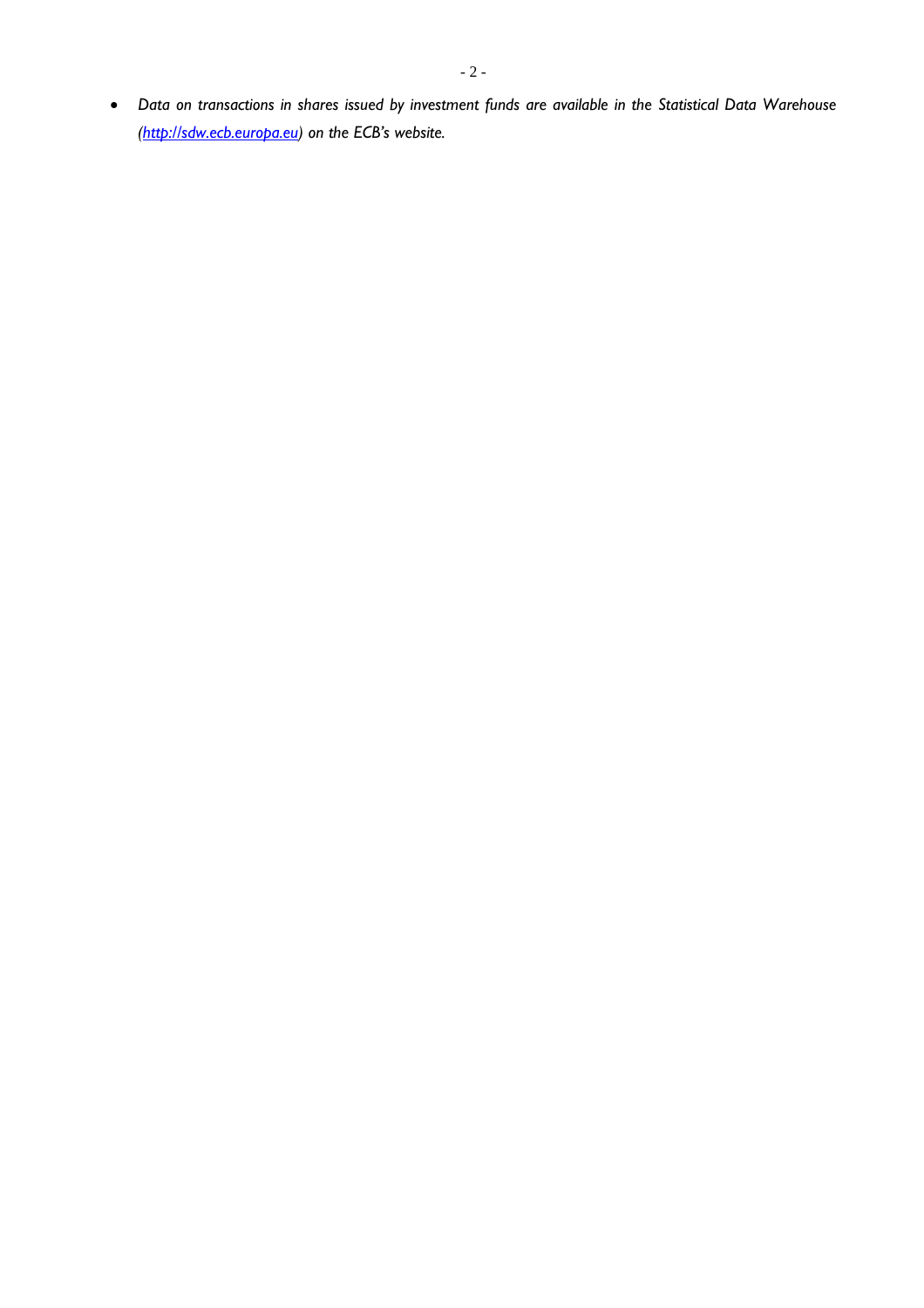- *Data on transactions in shares issued by investment funds are available in the Statistical Data Warehouse ([http://sdw.ecb.europa.eu](http://sdw.ecb.europa.eu)) on the ECB's website.*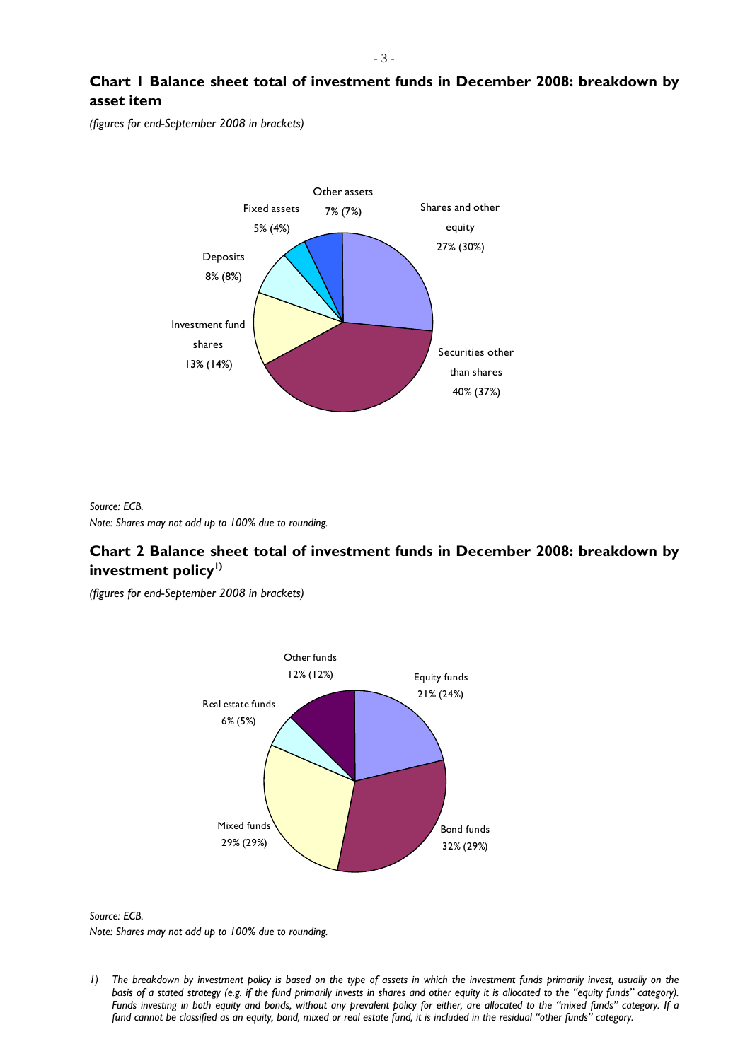## Chart 1 Balance sheet total of investment funds in December 2008: breakdown by asset item

*(figures for end-September 2008 in brackets)*

Other assets 7% (7%)
Shares and other equity 27% (30%)
Fixed assets 5% (4%)
Deposits 8% (8%)
Investment fund shares 13% (14%)
Securities other than shares 40% (37%)

*Source: ECB.*
*Note: Shares may not add up to 100% due to rounding.*

## Chart 2 Balance sheet total of investment funds in December 2008: breakdown by investment policy[1)]

*(figures for end-September 2008 in brackets)*

Other funds 12% (12%)
Equity funds 21% (24%)
Real estate funds 6% (5%)
Mixed funds 29% (29%)
Bond funds 32% (29%)

*Source: ECB.*
*Note: Shares may not add up to 100% due to rounding.*

*1) The breakdown by investment policy is based on the type of assets in which the investment funds primarily invest, usually on the basis of a stated strategy (e.g. if the fund primarily invests in shares and other equity it is allocated to the "equity funds" category). Funds investing in both equity and bonds, without any prevalent policy for either, are allocated to the "mixed funds" category. If a fund cannot be classified as an equity, bond, mixed or real estate fund, it is included in the residual "other funds" category.*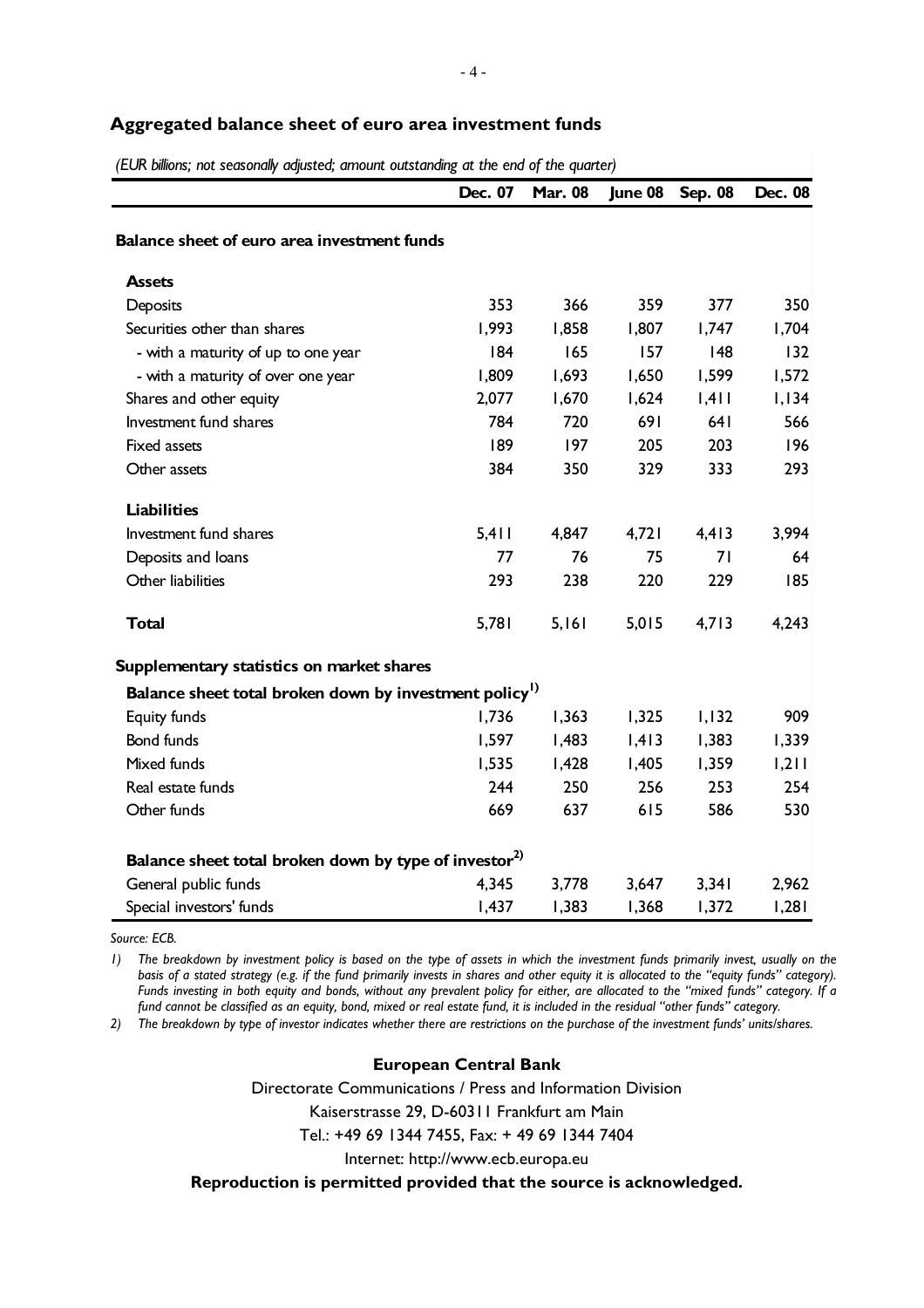## Aggregated balance sheet of euro area investment funds

*(EUR billions; not seasonally adjusted; amount outstanding at the end of the quarter)*

| | Dec. 07 | Mar. 08 | June 08 | Sep. 08 | Dec. 08 |
|---|---|---|---|---|---|
| **Balance sheet of euro area investment funds** | | | | | |
| **Assets** | | | | | |
| Deposits | 353 | 366 | 359 | 377 | 350 |
| Securities other than shares | 1,993 | 1,858 | 1,807 | 1,747 | 1,704 |
| - with a maturity of up to one year | 184 | 165 | 157 | 148 | 132 |
| - with a maturity of over one year | 1,809 | 1,693 | 1,650 | 1,599 | 1,572 |
| Shares and other equity | 2,077 | 1,670 | 1,624 | 1,411 | 1,134 |
| Investment fund shares | 784 | 720 | 691 | 641 | 566 |
| Fixed assets | 189 | 197 | 205 | 203 | 196 |
| Other assets | 384 | 350 | 329 | 333 | 293 |
| **Liabilities** | | | | | |
| Investment fund shares | 5,411 | 4,847 | 4,721 | 4,413 | 3,994 |
| Deposits and loans | 77 | 76 | 75 | 71 | 64 |
| Other liabilities | 293 | 238 | 220 | 229 | 185 |
| **Total** | 5,781 | 5,161 | 5,015 | 4,713 | 4,243 |
| **Supplementary statistics on market shares** | | | | | |
| **Balance sheet total broken down by investment policy[1)]** | | | | | |
| Equity funds | 1,736 | 1,363 | 1,325 | 1,132 | 909 |
| Bond funds | 1,597 | 1,483 | 1,413 | 1,383 | 1,339 |
| Mixed funds | 1,535 | 1,428 | 1,405 | 1,359 | 1,211 |
| Real estate funds | 244 | 250 | 256 | 253 | 254 |
| Other funds | 669 | 637 | 615 | 586 | 530 |
| **Balance sheet total broken down by type of investor[2)]** | | | | | |
| General public funds | 4,345 | 3,778 | 3,647 | 3,341 | 2,962 |
| Special investors' funds | 1,437 | 1,383 | 1,368 | 1,372 | 1,281 |

*Source: ECB.*

*1) The breakdown by investment policy is based on the type of assets in which the investment funds primarily invest, usually on the basis of a stated strategy (e.g. if the fund primarily invests in shares and other equity it is allocated to the "equity funds" category). Funds investing in both equity and bonds, without any prevalent policy for either, are allocated to the "mixed funds" category. If a fund cannot be classified as an equity, bond, mixed or real estate fund, it is included in the residual "other funds" category.*

*2) The breakdown by type of investor indicates whether there are restrictions on the purchase of the investment funds' units/shares.*

**European Central Bank**

Directorate Communications / Press and Information Division

Kaiserstrasse 29, D-60311 Frankfurt am Main

Tel.: +49 69 1344 7455, Fax: + 49 69 1344 7404

Internet: http://www.ecb.europa.eu

**Reproduction is permitted provided that the source is acknowledged.**